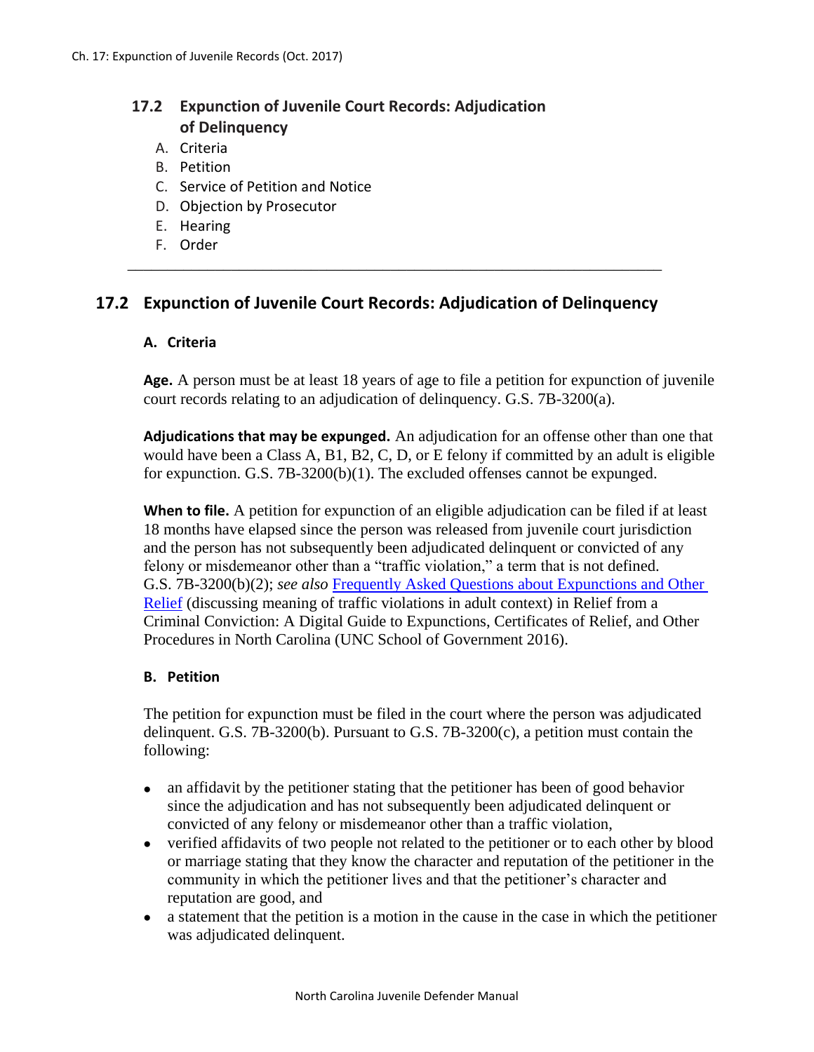## 17.2 Expunction of Juvenile Court Records: Adjudication of Delinquency

A. Criteria
B. Petition
C. Service of Petition and Notice
D. Objection by Prosecutor
E. Hearing
F. Order

---

## 17.2 Expunction of Juvenile Court Records: Adjudication of Delinquency

### A. Criteria

**Age.** A person must be at least 18 years of age to file a petition for expunction of juvenile court records relating to an adjudication of delinquency. G.S. 7B-3200(a).

**Adjudications that may be expunged.** An adjudication for an offense other than one that would have been a Class A, B1, B2, C, D, or E felony if committed by an adult is eligible for expunction. G.S. 7B-3200(b)(1). The excluded offenses cannot be expunged.

**When to file.** A petition for expunction of an eligible adjudication can be filed if at least 18 months have elapsed since the person was released from juvenile court jurisdiction and the person has not subsequently been adjudicated delinquent or convicted of any felony or misdemeanor other than a "traffic violation," a term that is not defined. G.S. 7B-3200(b)(2); *see also* Frequently Asked Questions about Expunctions and Other Relief (discussing meaning of traffic violations in adult context) in Relief from a Criminal Conviction: A Digital Guide to Expunctions, Certificates of Relief, and Other Procedures in North Carolina (UNC School of Government 2016).

### B. Petition

The petition for expunction must be filed in the court where the person was adjudicated delinquent. G.S. 7B-3200(b). Pursuant to G.S. 7B-3200(c), a petition must contain the following:

- an affidavit by the petitioner stating that the petitioner has been of good behavior since the adjudication and has not subsequently been adjudicated delinquent or convicted of any felony or misdemeanor other than a traffic violation,
- verified affidavits of two people not related to the petitioner or to each other by blood or marriage stating that they know the character and reputation of the petitioner in the community in which the petitioner lives and that the petitioner's character and reputation are good, and
- a statement that the petition is a motion in the cause in the case in which the petitioner was adjudicated delinquent.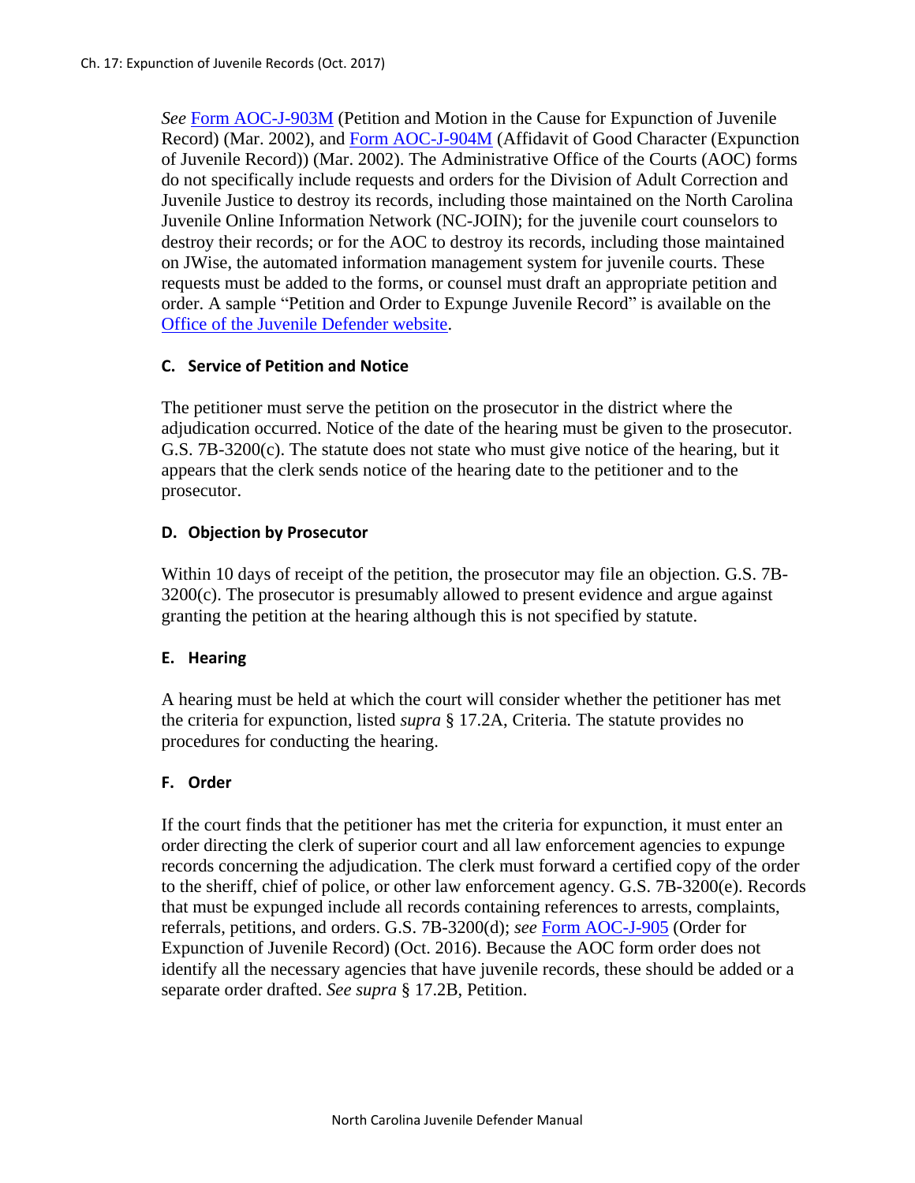*See* [Form AOC-J-903M](#) (Petition and Motion in the Cause for Expunction of Juvenile Record) (Mar. 2002), and [Form AOC-J-904M](#) (Affidavit of Good Character (Expunction of Juvenile Record)) (Mar. 2002). The Administrative Office of the Courts (AOC) forms do not specifically include requests and orders for the Division of Adult Correction and Juvenile Justice to destroy its records, including those maintained on the North Carolina Juvenile Online Information Network (NC-JOIN); for the juvenile court counselors to destroy their records; or for the AOC to destroy its records, including those maintained on JWise, the automated information management system for juvenile courts. These requests must be added to the forms, or counsel must draft an appropriate petition and order. A sample "Petition and Order to Expunge Juvenile Record" is available on the [Office of the Juvenile Defender website](#).

### C. Service of Petition and Notice

The petitioner must serve the petition on the prosecutor in the district where the adjudication occurred. Notice of the date of the hearing must be given to the prosecutor. G.S. 7B-3200(c). The statute does not state who must give notice of the hearing, but it appears that the clerk sends notice of the hearing date to the petitioner and to the prosecutor.

### D. Objection by Prosecutor

Within 10 days of receipt of the petition, the prosecutor may file an objection. G.S. 7B-3200(c). The prosecutor is presumably allowed to present evidence and argue against granting the petition at the hearing although this is not specified by statute.

### E. Hearing

A hearing must be held at which the court will consider whether the petitioner has met the criteria for expunction, listed *supra* § 17.2A, Criteria. The statute provides no procedures for conducting the hearing.

### F. Order

If the court finds that the petitioner has met the criteria for expunction, it must enter an order directing the clerk of superior court and all law enforcement agencies to expunge records concerning the adjudication. The clerk must forward a certified copy of the order to the sheriff, chief of police, or other law enforcement agency. G.S. 7B-3200(e). Records that must be expunged include all records containing references to arrests, complaints, referrals, petitions, and orders. G.S. 7B-3200(d); *see* [Form AOC-J-905](#) (Order for Expunction of Juvenile Record) (Oct. 2016). Because the AOC form order does not identify all the necessary agencies that have juvenile records, these should be added or a separate order drafted. *See supra* § 17.2B, Petition.